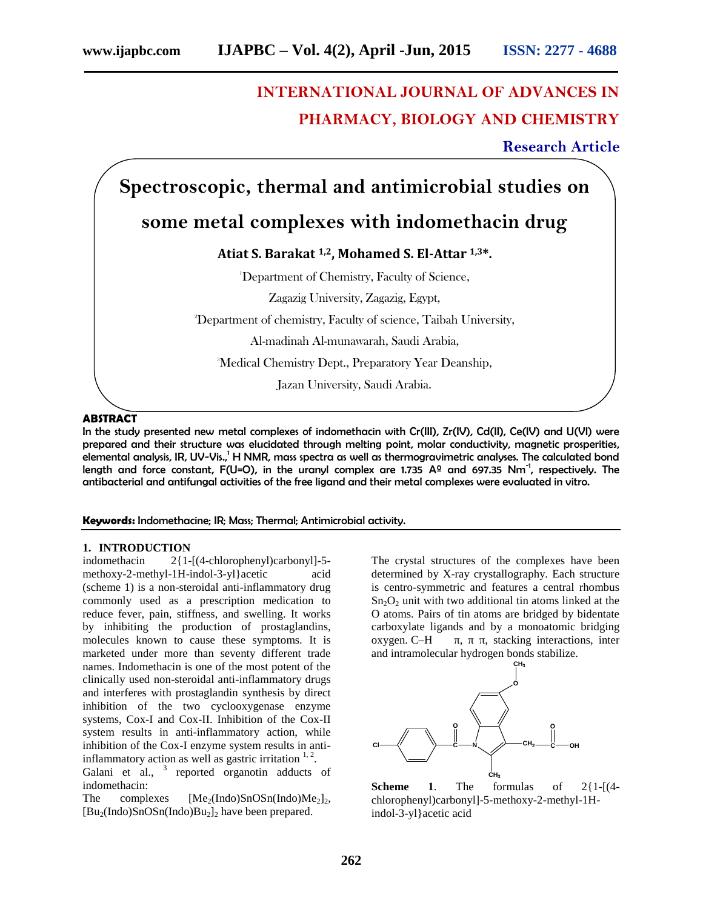# INTERNATIONAL JOURNAL OF ADVANCES IN PHARMACY, BIOLOGY AND CHEMISTRY

**Research Article**

# Spectroscopic, thermal and antimicrobial studies on some metal complexes with indomethacin drug

**Atiat S. Barakat [1,2], Mohamed S. El-Attar [1,3]*.**

[1]Department of Chemistry, Faculty of Science,
Zagazig University, Zagazig, Egypt,

[2]Department of chemistry, Faculty of science, Taibah University,
Al-madinah Al-munawarah, Saudi Arabia,

[3]Medical Chemistry Dept., Preparatory Year Deanship,
Jazan University, Saudi Arabia.

## ABSTRACT

**In the study presented new metal complexes of indomethacin with Cr(III), Zr(IV), Cd(II), Ce(IV) and U(VI) were prepared and their structure was elucidated through melting point, molar conductivity, magnetic prosperities, elemental analysis, IR, UV-Vis.,[1] H NMR, mass spectra as well as thermogravimetric analyses. The calculated bond length and force constant, F(U=O), in the uranyl complex are 1.735 Aº and 697.35 $Nm^{-1}$, respectively. The antibacterial and antifungal activities of the free ligand and their metal complexes were evaluated in vitro.**

**Keywords:** Indomethacine; IR; Mass; Thermal; Antimicrobial activity.

## 1. INTRODUCTION

indomethacin 2{1-[(4-chlorophenyl)carbonyl]-5-methoxy-2-methyl-1H-indol-3-yl}acetic acid (scheme 1) is a non-steroidal anti-inflammatory drug commonly used as a prescription medication to reduce fever, pain, stiffness, and swelling. It works by inhibiting the production of prostaglandins, molecules known to cause these symptoms. It is marketed under more than seventy different trade names. Indomethacin is one of the most potent of the clinically used non-steroidal anti-inflammatory drugs and interferes with prostaglandin synthesis by direct inhibition of the two cyclooxygenase enzyme systems, Cox-I and Cox-II. Inhibition of the Cox-II system results in anti-inflammatory action, while inhibition of the Cox-I enzyme system results in anti-inflammatory action as well as gastric irritation [1, 2].

Galani et al., [3] reported organotin adducts of indomethacin:

The complexes $[Me_2(Indo)SnOSn(Indo)Me_2]_2$, $[Bu_2(Indo)SnOSn(Indo)Bu_2]_2$ have been prepared.

The crystal structures of the complexes have been determined by X-ray crystallography. Each structure is centro-symmetric and features a central rhombus $Sn_2O_2$ unit with two additional tin atoms linked at the O atoms. Pairs of tin atoms are bridged by bidentate carboxylate ligands and by a monoatomic bridging oxygen. C–H π, π π, stacking interactions, inter and intramolecular hydrogen bonds stabilize.

**Scheme 1**. The formulas of 2{1-[(4-chlorophenyl)carbonyl]-5-methoxy-2-methyl-1H-indol-3-yl}acetic acid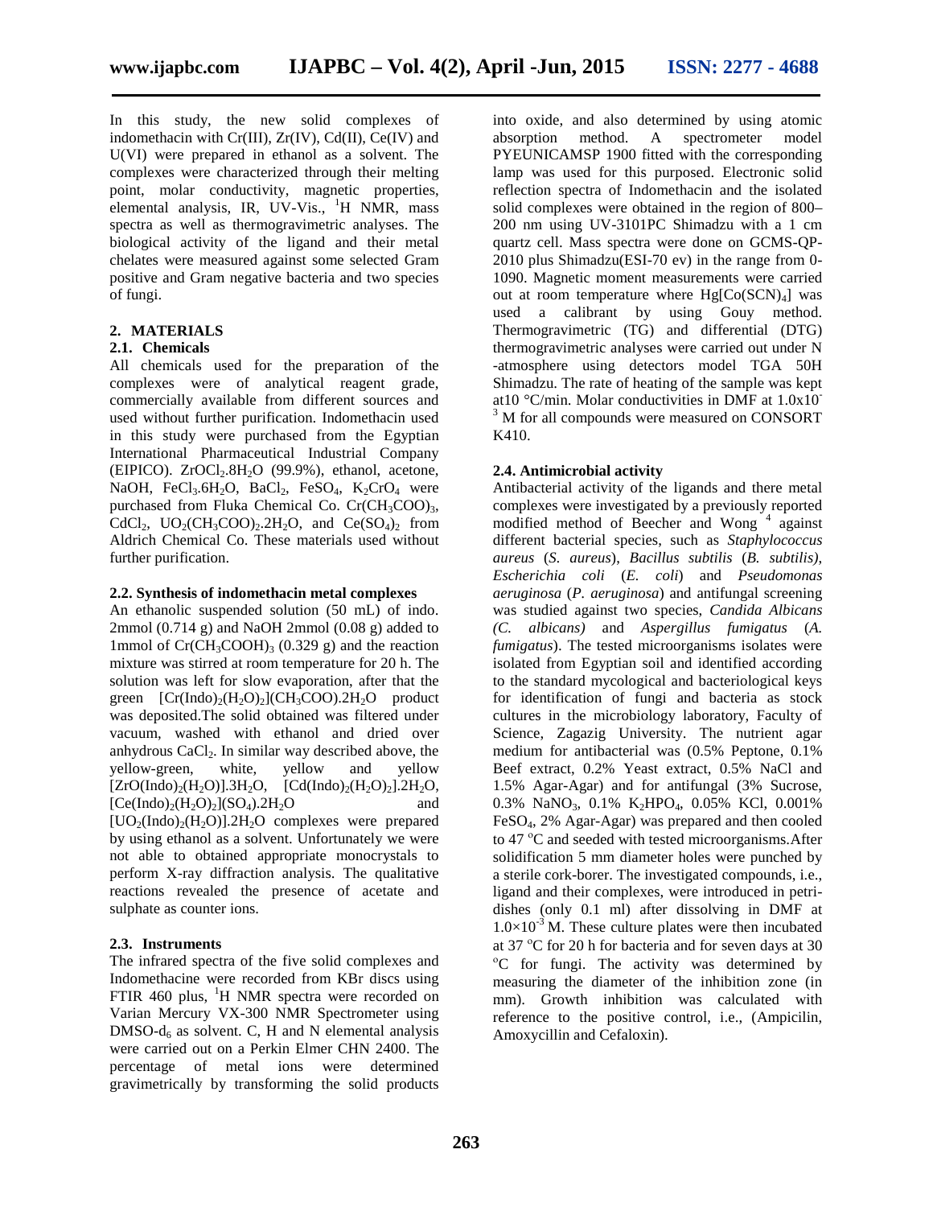In this study, the new solid complexes of indomethacin with Cr(III), Zr(IV), Cd(II), Ce(IV) and U(VI) were prepared in ethanol as a solvent. The complexes were characterized through their melting point, molar conductivity, magnetic properties, elemental analysis, IR, UV-Vis., $^1$H NMR, mass spectra as well as thermogravimetric analyses. The biological activity of the ligand and their metal chelates were measured against some selected Gram positive and Gram negative bacteria and two species of fungi.

## 2. MATERIALS

### 2.1. Chemicals

All chemicals used for the preparation of the complexes were of analytical reagent grade, commercially available from different sources and used without further purification. Indomethacin used in this study were purchased from the Egyptian International Pharmaceutical Industrial Company (EIPICO). $ZrOCl_2.8H_2O$ (99.9%), ethanol, acetone, NaOH, $FeCl_3.6H_2O$, $BaCl_2$, $FeSO_4$, $K_2CrO_4$ were purchased from Fluka Chemical Co. $Cr(CH_3COO)_3$, $CdCl_2$, $UO_2(CH_3COO)_2.2H_2O$, and $Ce(SO_4)_2$ from Aldrich Chemical Co. These materials used without further purification.

### 2.2. Synthesis of indomethacin metal complexes

An ethanolic suspended solution (50 mL) of indo. 2mmol (0.714 g) and NaOH 2mmol (0.08 g) added to 1mmol of $Cr(CH_3COOH)_3$ (0.329 g) and the reaction mixture was stirred at room temperature for 20 h. The solution was left for slow evaporation, after that the green $[Cr(Indo)_2(H_2O)_2](CH_3COO).2H_2O$ product was deposited.The solid obtained was filtered under vacuum, washed with ethanol and dried over anhydrous $CaCl_2$. In similar way described above, the yellow-green, white, yellow and yellow $[ZrO(Indo)_2(H_2O)].3H_2O$, $[Cd(Indo)_2(H_2O)_2].2H_2O$, $[Ce(Indo)_2(H_2O)_2](SO_4).2H_2O$ and $[UO_2(Indo)_2(H_2O)].2H_2O$ complexes were prepared by using ethanol as a solvent. Unfortunately we were not able to obtained appropriate monocrystals to perform X-ray diffraction analysis. The qualitative reactions revealed the presence of acetate and sulphate as counter ions.

### 2.3. Instruments

The infrared spectra of the five solid complexes and Indomethacine were recorded from KBr discs using FTIR 460 plus, $^1$H NMR spectra were recorded on Varian Mercury VX-300 NMR Spectrometer using DMSO-$d_6$ as solvent. C, H and N elemental analysis were carried out on a Perkin Elmer CHN 2400. The percentage of metal ions were determined gravimetrically by transforming the solid products into oxide, and also determined by using atomic absorption method. A spectrometer model PYEUNICAMSP 1900 fitted with the corresponding lamp was used for this purposed. Electronic solid reflection spectra of Indomethacin and the isolated solid complexes were obtained in the region of 800–200 nm using UV-3101PC Shimadzu with a 1 cm quartz cell. Mass spectra were done on GCMS-QP-2010 plus Shimadzu(ESI-70 ev) in the range from 0-1090. Magnetic moment measurements were carried out at room temperature where $Hg[Co(SCN)_4]$ was used a calibrant by using Gouy method. Thermogravimetric (TG) and differential (DTG) thermogravimetric analyses were carried out under N -atmosphere using detectors model TGA 50H Shimadzu. The rate of heating of the sample was kept at10 °C/min. Molar conductivities in DMF at $1.0x10^{-3}$ M for all compounds were measured on CONSORT K410.

### 2.4. Antimicrobial activity

Antibacterial activity of the ligands and there metal complexes were investigated by a previously reported modified method of Beecher and Wong [4] against different bacterial species, such as *Staphylococcus aureus* (*S. aureus*), *Bacillus subtilis* (*B. subtilis)*, *Escherichia coli* (*E. coli*) and *Pseudomonas aeruginosa* (*P. aeruginosa*) and antifungal screening was studied against two species, *Candida Albicans (C. albicans)* and *Aspergillus fumigatus* (*A. fumigatus*). The tested microorganisms isolates were isolated from Egyptian soil and identified according to the standard mycological and bacteriological keys for identification of fungi and bacteria as stock cultures in the microbiology laboratory, Faculty of Science, Zagazig University. The nutrient agar medium for antibacterial was (0.5% Peptone, 0.1% Beef extract, 0.2% Yeast extract, 0.5% NaCl and 1.5% Agar-Agar) and for antifungal (3% Sucrose, 0.3% $NaNO_3$, 0.1% $K_2HPO_4$, 0.05% KCl, 0.001% $FeSO_4$, 2% Agar-Agar) was prepared and then cooled to 47 °C and seeded with tested microorganisms.After solidification 5 mm diameter holes were punched by a sterile cork-borer. The investigated compounds, i.e., ligand and their complexes, were introduced in petri-dishes (only 0.1 ml) after dissolving in DMF at $1.0\times10^{-3}$ M. These culture plates were then incubated at 37 °C for 20 h for bacteria and for seven days at 30 °C for fungi. The activity was determined by measuring the diameter of the inhibition zone (in mm). Growth inhibition was calculated with reference to the positive control, i.e., (Ampicilin, Amoxycillin and Cefaloxin).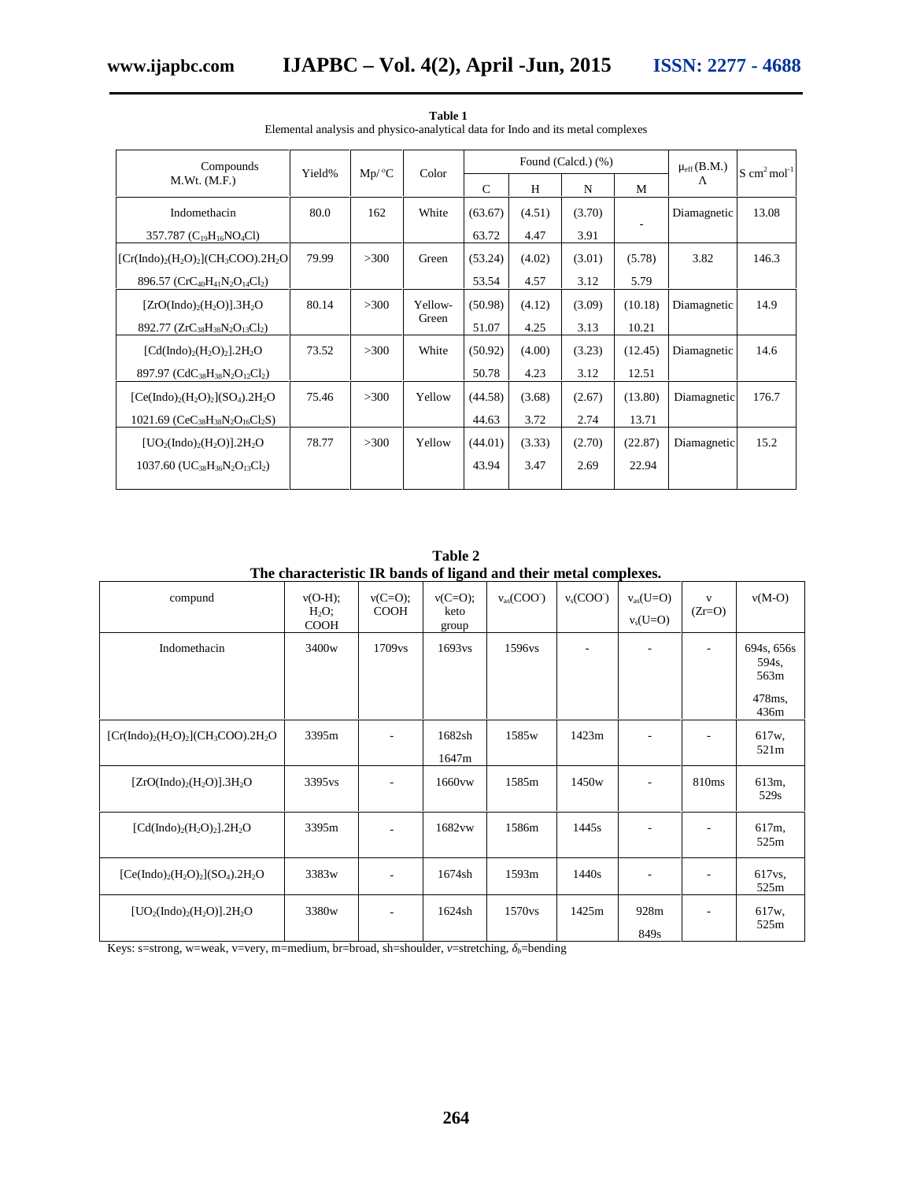**Table 1**

Elemental analysis and physico-analytical data for Indo and its metal complexes

| Compounds M.Wt. (M.F.) | Yield% | Mp/°C | Color | Found (Calcd.) (%) | | | | $\mu_{eff}$ (B.M.) | S cm$^2$ mol$^{-1}$ |
|---|---|---|---|---|---|---|---|---|---|
| | | | | C | H | N | M | | Λ |
| Indomethacin 357.787 ($C_{19}H_{16}NO_4Cl$) | 80.0 | 162 | White | (63.67) 63.72 | (4.51) 4.47 | (3.70) 3.91 | - | Diamagnetic | 13.08 |
| [Cr(Indo)$_2$(H$_2$O)$_2$](CH$_3$COO).2H$_2$O 896.57 ($CrC_{40}H_{41}N_2O_{14}Cl_2$) | 79.99 | >300 | Green | (53.24) 53.54 | (4.02) 4.57 | (3.01) 3.12 | (5.78) 5.79 | 3.82 | 146.3 |
| [ZrO(Indo)$_2$(H$_2$O)].3H$_2$O 892.77 ($ZrC_{38}H_{38}N_2O_{13}Cl_2$) | 80.14 | >300 | Yellow-Green | (50.98) 51.07 | (4.12) 4.25 | (3.09) 3.13 | (10.18) 10.21 | Diamagnetic | 14.9 |
| [Cd(Indo)$_2$(H$_2$O)$_2$].2H$_2$O 897.97 ($CdC_{38}H_{38}N_2O_{12}Cl_2$) | 73.52 | >300 | White | (50.92) 50.78 | (4.00) 4.23 | (3.23) 3.12 | (12.45) 12.51 | Diamagnetic | 14.6 |
| [Ce(Indo)$_2$(H$_2$O)$_2$](SO$_4$).2H$_2$O 1021.69 ($CeC_{38}H_{38}N_2O_{16}Cl_2S$) | 75.46 | >300 | Yellow | (44.58) 44.63 | (3.68) 3.72 | (2.67) 2.74 | (13.80) 13.71 | Diamagnetic | 176.7 |
| [UO$_2$(Indo)$_2$(H$_2$O)].2H$_2$O 1037.60 ($UC_{38}H_{36}N_2O_{13}Cl_2$) | 78.77 | >300 | Yellow | (44.01) 43.94 | (3.33) 3.47 | (2.70) 2.69 | (22.87) 22.94 | Diamagnetic | 15.2 |

**Table 2**

**The characteristic IR bands of ligand and their metal complexes.**

| compund | ν(O-H); H$_2$O; COOH | ν(C=O); COOH | ν(C=O); keto group | $\nu_{as}$(COO$^-$) | $\nu_s$(COO$^-$) | $\nu_{as}$(U=O) $\nu_s$(U=O) | ν (Zr=O) | ν(M-O) |
|---|---|---|---|---|---|---|---|---|
| Indomethacin | 3400w | 1709vs | 1693vs | 1596vs | - | - | - | 694s, 656s 594s, 563m 478ms, 436m |
| [Cr(Indo)$_2$(H$_2$O)$_2$](CH$_3$COO).2H$_2$O | 3395m | - | 1682sh 1647m | 1585w | 1423m | - | - | 617w, 521m |
| [ZrO(Indo)$_2$(H$_2$O)].3H$_2$O | 3395vs | - | 1660vw | 1585m | 1450w | - | 810ms | 613m, 529s |
| [Cd(Indo)$_2$(H$_2$O)$_2$].2H$_2$O | 3395m | - | 1682vw | 1586m | 1445s | - | - | 617m, 525m |
| [Ce(Indo)$_2$(H$_2$O)$_2$](SO$_4$).2H$_2$O | 3383w | - | 1674sh | 1593m | 1440s | - | - | 617vs, 525m |
| [UO$_2$(Indo)$_2$(H$_2$O)].2H$_2$O | 3380w | - | 1624sh | 1570vs | 1425m | 928m 849s | - | 617w, 525m |

Keys: s=strong, w=weak, v=very, m=medium, br=broad, sh=shoulder, *ν*=stretching, $\delta_b$=bending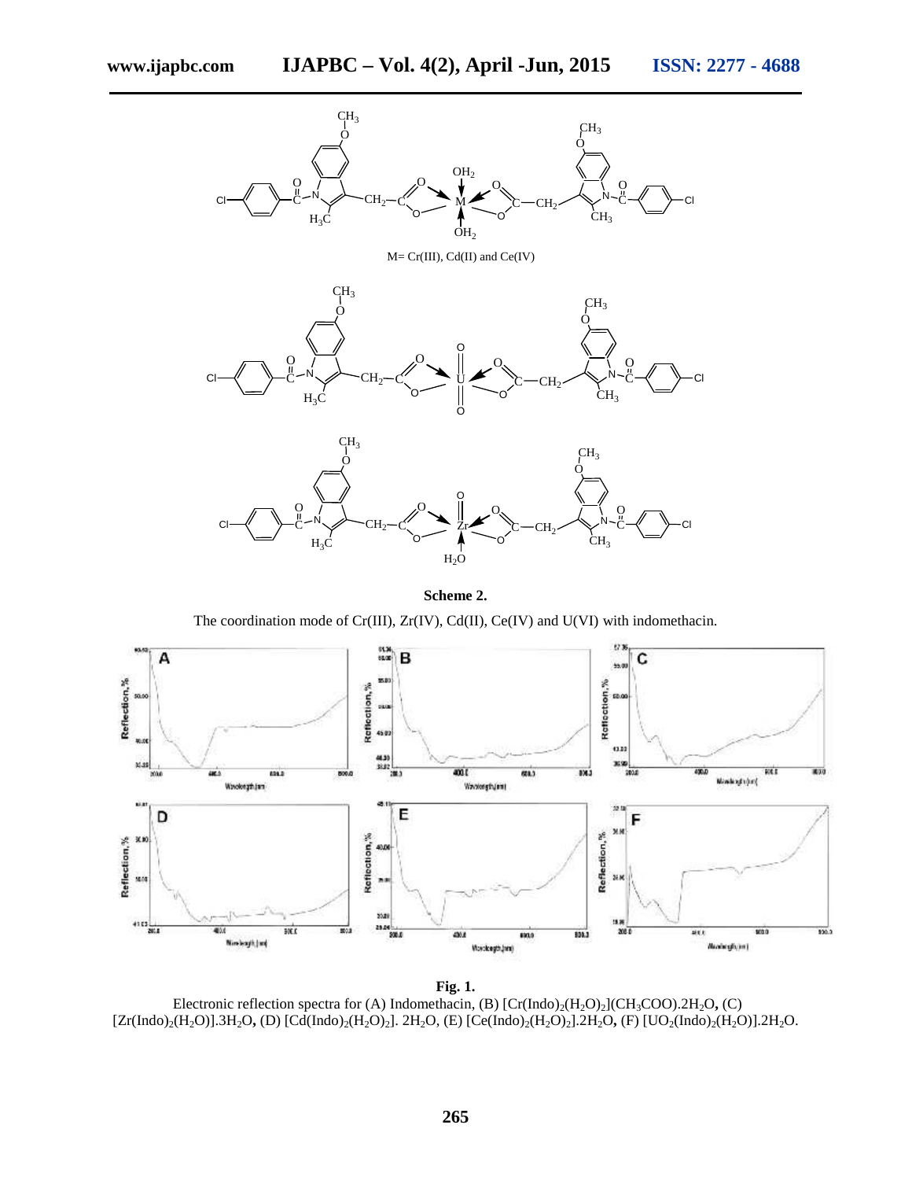**Scheme 2.**

The coordination mode of Cr(III), Zr(IV), Cd(II), Ce(IV) and U(VI) with indomethacin.

**Fig. 1.**

Electronic reflection spectra for (A) Indomethacin, (B) $[Cr(Indo)_2(H_2O)_2](CH_3COO).2H_2O$, (C) $[Zr(Indo)_2(H_2O)].3H_2O$, (D) $[Cd(Indo)_2(H_2O)_2]. 2H_2O$, (E) $[Ce(Indo)_2(H_2O)_2].2H_2O$, (F) $[UO_2(Indo)_2(H_2O)].2H_2O$.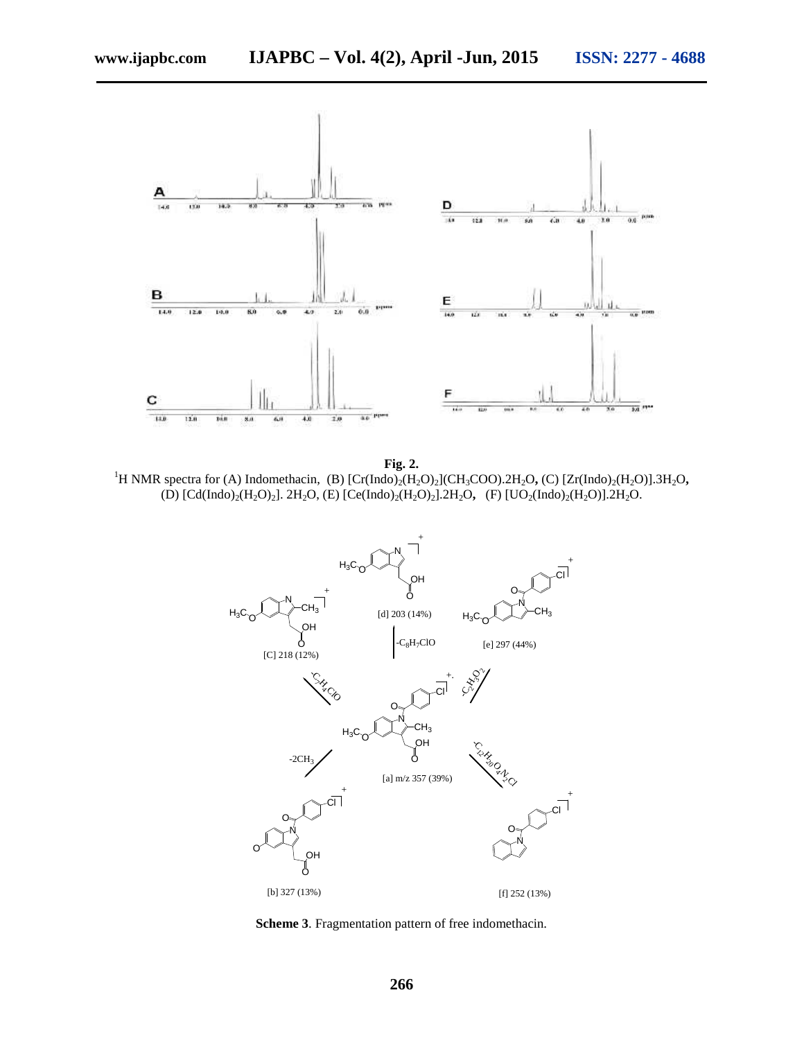**Fig. 2.**
$^{1}H$ NMR spectra for (A) Indomethacin, (B) $[Cr(Indo)_2(H_2O)_2](CH_3COO).2H_2O$, (C) $[Zr(Indo)_2(H_2O)].3H_2O$, (D) $[Cd(Indo)_2(H_2O)_2]. 2H_2O$, (E) $[Ce(Indo)_2(H_2O)_2].2H_2O$, (F) $[UO_2(Indo)_2(H_2O)].2H_2O$.

**Scheme 3**. Fragmentation pattern of free indomethacin.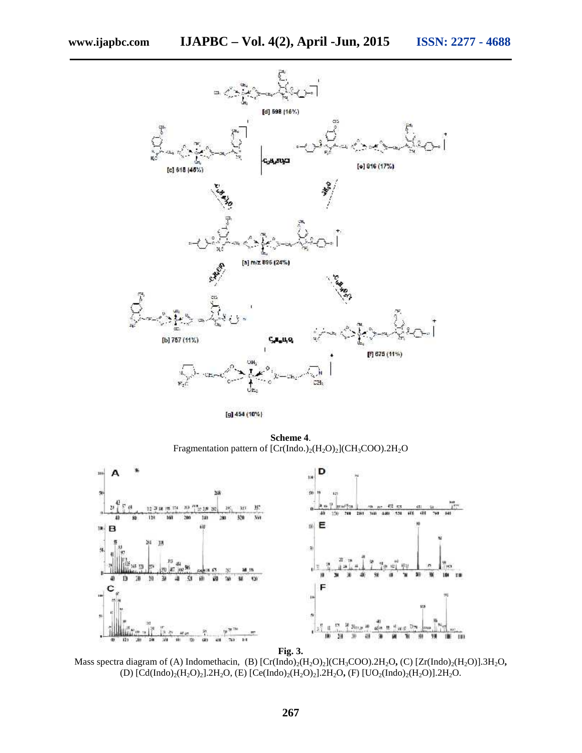**Scheme 4**.
Fragmentation pattern of $[Cr(Indo.)_2(H_2O)_2](CH_3COO).2H_2O$

**Fig. 3.**
Mass spectra diagram of (A) Indomethacin, (B) $[Cr(Indo)_2(H_2O)_2](CH_3COO).2H_2O$, (C) $[Zr(Indo)_2(H_2O)].3H_2O$, (D) $[Cd(Indo)_2(H_2O)_2].2H_2O$, (E) $[Ce(Indo)_2(H_2O)_2].2H_2O$, (F) $[UO_2(Indo)_2(H_2O)].2H_2O$.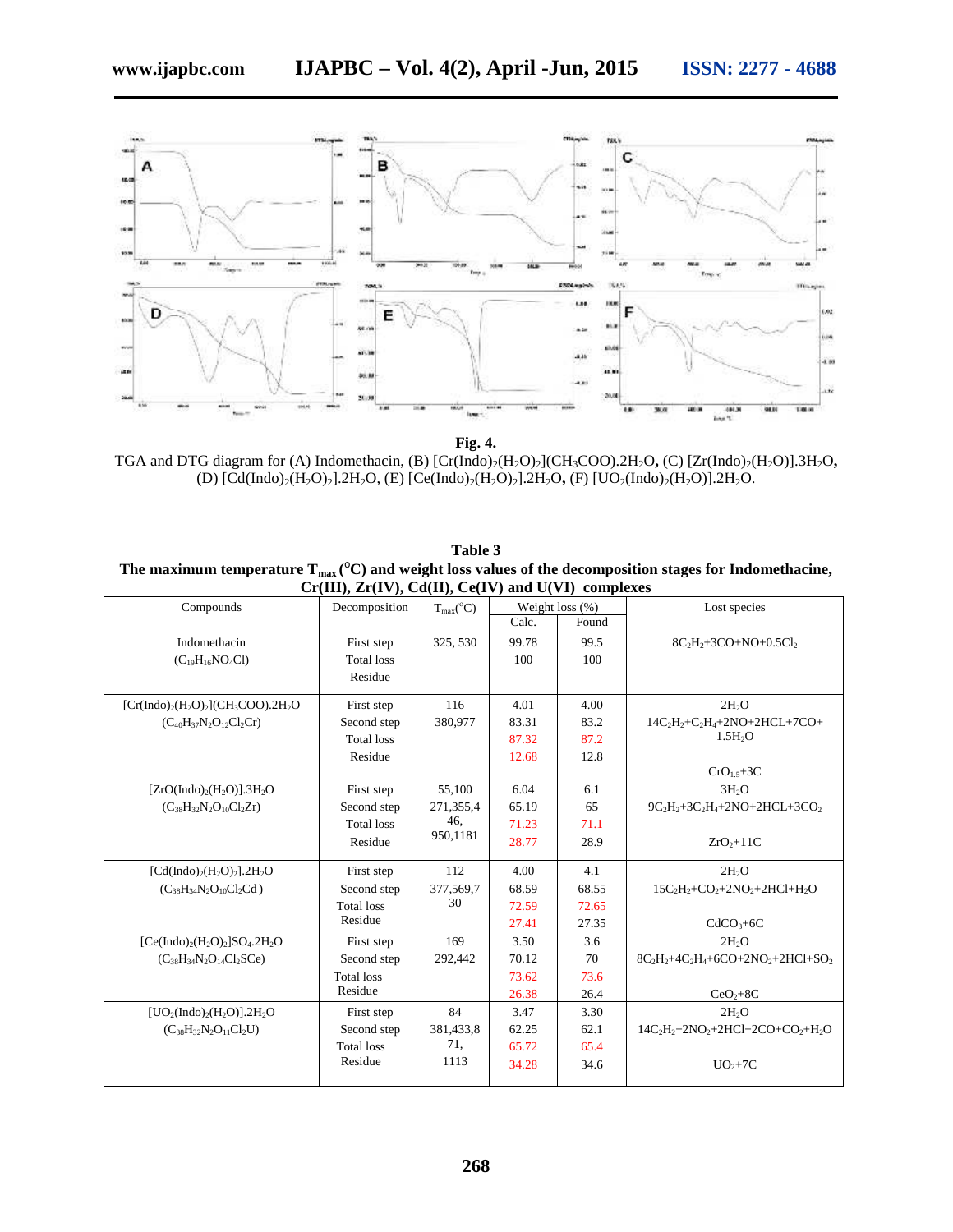**Fig. 4.**

TGA and DTG diagram for (A) Indomethacin, (B) $[Cr(Indo)_2(H_2O)_2](CH_3COO).2H_2O$, (C) $[Zr(Indo)_2(H_2O)].3H_2O$, (D) $[Cd(Indo)_2(H_2O)_2].2H_2O$, (E) $[Ce(Indo)_2(H_2O)_2].2H_2O$, (F) $[UO_2(Indo)_2(H_2O)].2H_2O$.

**Table 3**

**The maximum temperature $T_{max}$ (°C) and weight loss values of the decomposition stages for Indomethacine, Cr(III), Zr(IV), Cd(II), Ce(IV) and U(VI) complexes**

| Compounds | Decomposition | $T_{max}$(°C) | Weight loss (%) | | Lost species |
|---|---|---|---|---|---|
| | | | Calc. | Found | |
| Indomethacin ($C_{19}H_{16}NO_4Cl$) | First step<br>Total loss<br>Residue | 325, 530 | 99.78<br>100 | 99.5<br>100 | $8C_2H_2$+3CO+NO+$0.5Cl_2$ |
| $[Cr(Indo)_2(H_2O)_2](CH_3COO).2H_2O$ ($C_{40}H_{37}N_2O_{12}Cl_2Cr$) | First step<br>Second step<br>Total loss<br>Residue | 116<br>380,977 | 4.01<br>83.31<br>87.32<br>12.68 | 4.00<br>83.2<br>87.2<br>12.8 | $2H_2O$<br>$14C_2H_2$+$C_2H_4$+2NO+2HCL+7CO+ $1.5H_2O$<br>$CrO_{1.5}$+3C |
| $[ZrO(Indo)_2(H_2O)].3H_2O$ ($C_{38}H_{32}N_2O_{10}Cl_2Zr$) | First step<br>Second step<br>Total loss<br>Residue | 55,100<br>271,355,446,<br>950,1181 | 6.04<br>65.19<br>71.23<br>28.77 | 6.1<br>65<br>71.1<br>28.9 | $3H_2O$<br>$9C_2H_2$+$3C_2H_4$+2NO+2HCL+$3CO_2$<br>$ZrO_2$+11C |
| $[Cd(Indo)_2(H_2O)_2].2H_2O$ ($C_{38}H_{34}N_2O_{10}Cl_2Cd$) | First step<br>Second step<br>Total loss<br>Residue | 112<br>377,569,730 | 4.00<br>68.59<br>72.59<br>27.41 | 4.1<br>68.55<br>72.65<br>27.35 | $2H_2O$<br>$15C_2H_2$+$CO_2$+$2NO_2$+2HCl+$H_2O$<br>$CdCO_3$+6C |
| $[Ce(Indo)_2(H_2O)_2]SO_4.2H_2O$ ($C_{38}H_{34}N_2O_{14}Cl_2SCe$) | First step<br>Second step<br>Total loss<br>Residue | 169<br>292,442 | 3.50<br>70.12<br>73.62<br>26.38 | 3.6<br>70<br>73.6<br>26.4 | $2H_2O$<br>$8C_2H_2$+$4C_2H_4$+6CO+$2NO_2$+2HCl+$SO_2$<br>$CeO_2$+8C |
| $[UO_2(Indo)_2(H_2O)].2H_2O$ ($C_{38}H_{32}N_2O_{11}Cl_2U$) | First step<br>Second step<br>Total loss<br>Residue | 84<br>381,433,871,<br>1113 | 3.47<br>62.25<br>65.72<br>34.28 | 3.30<br>62.1<br>65.4<br>34.6 | $2H_2O$<br>$14C_2H_2$+$2NO_2$+2HCl+2CO+$CO_2$+$H_2O$<br>$UO_2$+7C |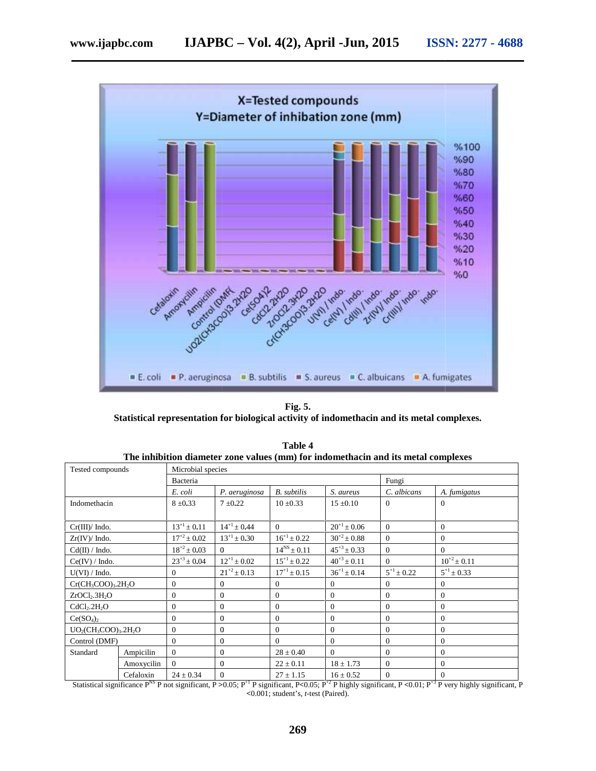Fig. 5.
**Statistical representation for biological activity of indomethacin and its metal complexes.**

**Table 4**
**The inhibition diameter zone values (mm) for indomethacin and its metal complexes**

| Tested compounds | | Microbial species | | | | | |
|---|---|---|---|---|---|---|---|
| | | Bacteria | | | | Fungi | |
| | | *E. coli* | *P. aeruginosa* | *B. subtilis* | *S. aureus* | *C. albicans* | *A. fumigatus* |
| Indomethacin | | 8 ±0.33 | 7 ±0.22 | 10 ±0.33 | 15 ±0.10 | 0 | 0 |
| Cr(III)/ Indo. | | $13^{+1} \pm 0.11$ | $14^{+1} \pm 0.44$ | 0 | $20^{+1} \pm 0.06$ | 0 | 0 |
| Zr(IV)/ Indo. | | $17^{+2} \pm 0.02$ | $13^{+1} \pm 0.30$ | $16^{+1} \pm 0.22$ | $30^{+2} \pm 0.88$ | 0 | 0 |
| Cd(II) / Indo. | | $18^{+2} \pm 0.03$ | 0 | $14^{NS} \pm 0.11$ | $45^{+3} \pm 0.33$ | 0 | 0 |
| Ce(IV) / Indo. | | $23^{+3} \pm 0.04$ | $12^{+1} \pm 0.02$ | $15^{+1} \pm 0.22$ | $40^{+3} \pm 0.11$ | 0 | $10^{+2} \pm 0.11$ |
| U(VI) / Indo. | | 0 | $21^{+2} \pm 0.13$ | $17^{+1} \pm 0.15$ | $36^{+1} \pm 0.14$ | $5^{+1} \pm 0.22$ | $5^{+1} \pm 0.33$ |
| $Cr(CH_3COO)_3.2H_2O$ | | 0 | 0 | 0 | 0 | 0 | 0 |
| $ZrOCl_2.3H_2O$ | | 0 | 0 | 0 | 0 | 0 | 0 |
| $CdCl_2.2H_2O$ | | 0 | 0 | 0 | 0 | 0 | 0 |
| $Ce(SO_4)_2$ | | 0 | 0 | 0 | 0 | 0 | 0 |
| $UO_2(CH_3COO)_3.2H_2O$ | | 0 | 0 | 0 | 0 | 0 | 0 |
| Control (DMF) | | 0 | 0 | 0 | 0 | 0 | 0 |
| Standard | Ampicilin | 0 | 0 | 28 ± 0.40 | 0 | 0 | 0 |
| | Amoxycilin | 0 | 0 | 22 ± 0.11 | 18 ± 1.73 | 0 | 0 |
| | Cefaloxin | 24 ± 0.34 | 0 | 27 ± 1.15 | 16 ± 0.52 | 0 | 0 |

Statistical significance $P^{NS}$ P not significant, P >0.05; $P^{+1}$ P significant, P<0.05; $P^{+2}$ P highly significant, P <0.01; $P^{+3}$ P very highly significant, P <0.001; student's, *t*-test (Paired).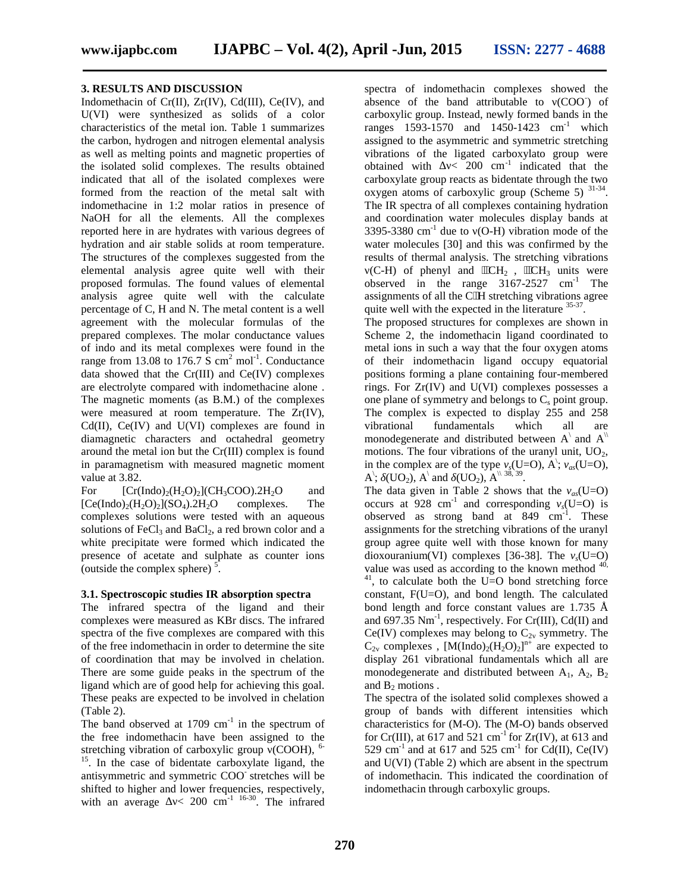## 3. RESULTS AND DISCUSSION

Indomethacin of Cr(II), Zr(IV), Cd(III), Ce(IV), and U(VI) were synthesized as solids of a color characteristics of the metal ion. Table 1 summarizes the carbon, hydrogen and nitrogen elemental analysis as well as melting points and magnetic properties of the isolated solid complexes. The results obtained indicated that all of the isolated complexes were formed from the reaction of the metal salt with indomethacine in 1:2 molar ratios in presence of NaOH for all the elements. All the complexes reported here in are hydrates with various degrees of hydration and air stable solids at room temperature. The structures of the complexes suggested from the elemental analysis agree quite well with their proposed formulas. The found values of elemental analysis agree quite well with the calculate percentage of C, H and N. The metal content is a well agreement with the molecular formulas of the prepared complexes. The molar conductance values of indo and its metal complexes were found in the range from 13.08 to 176.7 S cm$^2$ mol$^{-1}$. Conductance data showed that the Cr(III) and Ce(IV) complexes are electrolyte compared with indomethacine alone . The magnetic moments (as B.M.) of the complexes were measured at room temperature. The Zr(IV), Cd(II), Ce(IV) and U(VI) complexes are found in diamagnetic characters and octahedral geometry around the metal ion but the Cr(III) complex is found in paramagnetism with measured magnetic moment value at 3.82.

For $[Cr(Indo)_2(H_2O)_2](CH_3COO).2H_2O$ and $[Ce(Indo)_2(H_2O)_2](SO_4).2H_2O$ complexes. The complexes solutions were tested with an aqueous solutions of $FeCl_3$ and $BaCl_2$, a red brown color and a white precipitate were formed which indicated the presence of acetate and sulphate as counter ions (outside the complex sphere) [5].

### 3.1. Spectroscopic studies IR absorption spectra

The infrared spectra of the ligand and their complexes were measured as KBr discs. The infrared spectra of the five complexes are compared with this of the free indomethacin in order to determine the site of coordination that may be involved in chelation. There are some guide peaks in the spectrum of the ligand which are of good help for achieving this goal. These peaks are expected to be involved in chelation (Table 2).

The band observed at 1709 cm$^{-1}$ in the spectrum of the free indomethacin have been assigned to the stretching vibration of carboxylic group ν(COOH), [6-15]. In the case of bidentate carboxylate ligand, the antisymmetric and symmetric $COO^-$ stretches will be shifted to higher and lower frequencies, respectively, with an average $\Delta\nu < 200$ cm$^{-1}$ [16-30]. The infrared spectra of indomethacin complexes showed the absence of the band attributable to ν($COO^-$) of carboxylic group. Instead, newly formed bands in the ranges 1593-1570 and 1450-1423 cm$^{-1}$ which assigned to the asymmetric and symmetric stretching vibrations of the ligated carboxylato group were obtained with $\Delta\nu < 200$ cm$^{-1}$ indicated that the carboxylate group reacts as bidentate through the two oxygen atoms of carboxylic group (Scheme 5) [31-34]. The IR spectra of all complexes containing hydration and coordination water molecules display bands at 3395-3380 cm$^{-1}$ due to ν(O-H) vibration mode of the water molecules [30] and this was confirmed by the results of thermal analysis. The stretching vibrations ν(C-H) of phenyl and $CH_2$ , $CH_3$ units were observed in the range 3167-2527 cm$^{-1}$ The assignments of all the CH stretching vibrations agree quite well with the expected in the literature [35-37].

The proposed structures for complexes are shown in Scheme 2, the indomethacin ligand coordinated to metal ions in such a way that the four oxygen atoms of their indomethacin ligand occupy equatorial positions forming a plane containing four-membered rings. For Zr(IV) and U(VI) complexes possesses a one plane of symmetry and belongs to $C_s$ point group. The complex is expected to display 255 and 258 vibrational fundamentals which all are monodegenerate and distributed between $A'$ and $A''$ motions. The four vibrations of the uranyl unit, $UO_2$, in the complex are of the type $\nu_s$(U=O), $A'$; $\nu_{as}$(U=O), $A'$; $\delta(UO_2)$, $A'$ and $\delta(UO_2)$, $A''$ [38, 39].

The data given in Table 2 shows that the $\nu_{as}$(U=O) occurs at 928 cm$^{-1}$ and corresponding $\nu_s$(U=O) is observed as strong band at 849 cm$^{-1}$. These assignments for the stretching vibrations of the uranyl group agree quite well with those known for many dioxouranium(VI) complexes [36-38]. The $\nu_s$(U=O) value was used as according to the known method [40, 41], to calculate both the U=O bond stretching force constant, F(U=O), and bond length. The calculated bond length and force constant values are 1.735 Å and 697.35 Nm$^{-1}$, respectively. For Cr(III), Cd(II) and Ce(IV) complexes may belong to $C_{2v}$ symmetry. The $C_{2v}$ complexes , $[M(Indo)_2(H_2O)_2]^{n+}$ are expected to display 261 vibrational fundamentals which all are monodegenerate and distributed between $A_1$, $A_2$, $B_2$ and $B_2$ motions .

The spectra of the isolated solid complexes showed a group of bands with different intensities which characteristics for (M-O). The (M-O) bands observed for Cr(III), at 617 and 521 cm$^{-1}$ for Zr(IV), at 613 and 529 cm$^{-1}$ and at 617 and 525 cm$^{-1}$ for Cd(II), Ce(IV) and U(VI) (Table 2) which are absent in the spectrum of indomethacin. This indicated the coordination of indomethacin through carboxylic groups.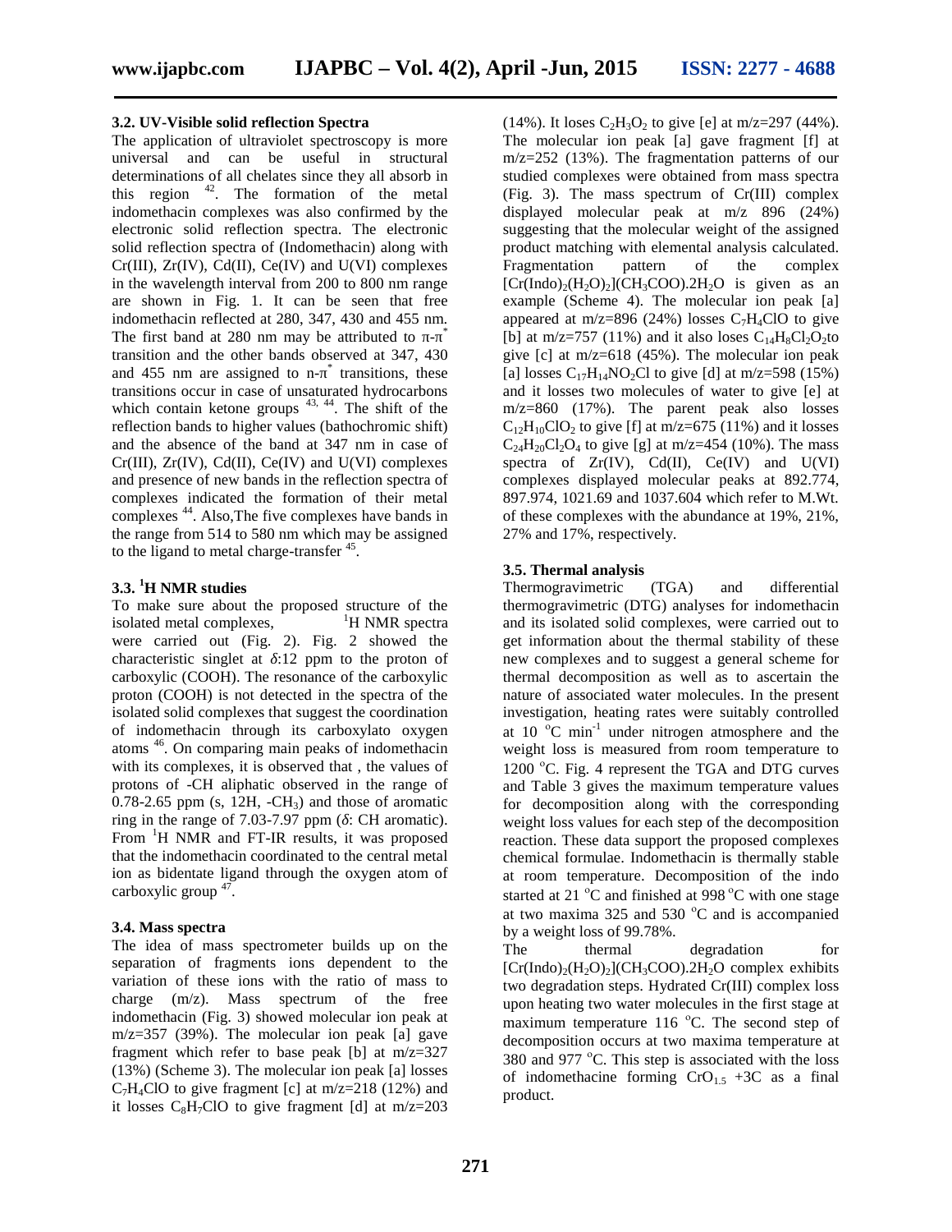### 3.2. UV-Visible solid reflection Spectra

The application of ultraviolet spectroscopy is more universal and can be useful in structural determinations of all chelates since they all absorb in this region [42]. The formation of the metal indomethacin complexes was also confirmed by the electronic solid reflection spectra. The electronic solid reflection spectra of (Indomethacin) along with Cr(III), Zr(IV), Cd(II), Ce(IV) and U(VI) complexes in the wavelength interval from 200 to 800 nm range are shown in Fig. 1. It can be seen that free indomethacin reflected at 280, 347, 430 and 455 nm. The first band at 280 nm may be attributed to $\pi$-$\pi^*$ transition and the other bands observed at 347, 430 and 455 nm are assigned to n-$\pi^*$ transitions, these transitions occur in case of unsaturated hydrocarbons which contain ketone groups [43, 44]. The shift of the reflection bands to higher values (bathochromic shift) and the absence of the band at 347 nm in case of Cr(III), Zr(IV), Cd(II), Ce(IV) and U(VI) complexes and presence of new bands in the reflection spectra of complexes indicated the formation of their metal complexes [44]. Also,The five complexes have bands in the range from 514 to 580 nm which may be assigned to the ligand to metal charge-transfer [45].

### 3.3. $^1$H NMR studies

To make sure about the proposed structure of the isolated metal complexes, $^1$H NMR spectra were carried out (Fig. 2). Fig. 2 showed the characteristic singlet at $\delta$:12 ppm to the proton of carboxylic (COOH). The resonance of the carboxylic proton (COOH) is not detected in the spectra of the isolated solid complexes that suggest the coordination of indomethacin through its carboxylato oxygen atoms [46]. On comparing main peaks of indomethacin with its complexes, it is observed that , the values of protons of -CH aliphatic observed in the range of 0.78-2.65 ppm (s, 12H, $-CH_3$) and those of aromatic ring in the range of 7.03-7.97 ppm ($\delta$: CH aromatic). From $^1$H NMR and FT-IR results, it was proposed that the indomethacin coordinated to the central metal ion as bidentate ligand through the oxygen atom of carboxylic group [47].

### 3.4. Mass spectra

The idea of mass spectrometer builds up on the separation of fragments ions dependent to the variation of these ions with the ratio of mass to charge (m/z). Mass spectrum of the free indomethacin (Fig. 3) showed molecular ion peak at m/z=357 (39%). The molecular ion peak [a] gave fragment which refer to base peak [b] at m/z=327 (13%) (Scheme 3). The molecular ion peak [a] losses $C_7H_4ClO$ to give fragment [c] at m/z=218 (12%) and it losses $C_8H_7ClO$ to give fragment [d] at m/z=203 (14%). It loses $C_2H_3O_2$ to give [e] at m/z=297 (44%). The molecular ion peak [a] gave fragment [f] at m/z=252 (13%). The fragmentation patterns of our studied complexes were obtained from mass spectra (Fig. 3). The mass spectrum of Cr(III) complex displayed molecular peak at m/z 896 (24%) suggesting that the molecular weight of the assigned product matching with elemental analysis calculated. Fragmentation pattern of the complex $[Cr(Indo)_2(H_2O)_2](CH_3COO).2H_2O$ is given as an example (Scheme 4). The molecular ion peak [a] appeared at m/z=896 (24%) losses $C_7H_4ClO$ to give [b] at m/z=757 (11%) and it also loses $C_{14}H_8Cl_2O_2$to give [c] at m/z=618 (45%). The molecular ion peak [a] losses $C_{17}H_{14}NO_2Cl$ to give [d] at m/z=598 (15%) and it losses two molecules of water to give [e] at m/z=860 (17%). The parent peak also losses $C_{12}H_{10}ClO_2$ to give [f] at m/z=675 (11%) and it losses $C_{24}H_{20}Cl_2O_4$ to give [g] at m/z=454 (10%). The mass spectra of Zr(IV), Cd(II), Ce(IV) and U(VI) complexes displayed molecular peaks at 892.774, 897.974, 1021.69 and 1037.604 which refer to M.Wt. of these complexes with the abundance at 19%, 21%, 27% and 17%, respectively.

### 3.5. Thermal analysis

Thermogravimetric (TGA) and differential thermogravimetric (DTG) analyses for indomethacin and its isolated solid complexes, were carried out to get information about the thermal stability of these new complexes and to suggest a general scheme for thermal decomposition as well as to ascertain the nature of associated water molecules. In the present investigation, heating rates were suitably controlled at 10 $^o$C min$^{-1}$ under nitrogen atmosphere and the weight loss is measured from room temperature to 1200 $^o$C. Fig. 4 represent the TGA and DTG curves and Table 3 gives the maximum temperature values for decomposition along with the corresponding weight loss values for each step of the decomposition reaction. These data support the proposed complexes chemical formulae. Indomethacin is thermally stable at room temperature. Decomposition of the indo started at 21 $^o$C and finished at 998 $^o$C with one stage at two maxima 325 and 530 $^o$C and is accompanied by a weight loss of 99.78%.

The thermal degradation for $[Cr(Indo)_2(H_2O)_2](CH_3COO).2H_2O$ complex exhibits two degradation steps. Hydrated Cr(III) complex loss upon heating two water molecules in the first stage at maximum temperature 116 $^o$C. The second step of decomposition occurs at two maxima temperature at 380 and 977 $^o$C. This step is associated with the loss of indomethacine forming $CrO_{1.5}$ +3C as a final product.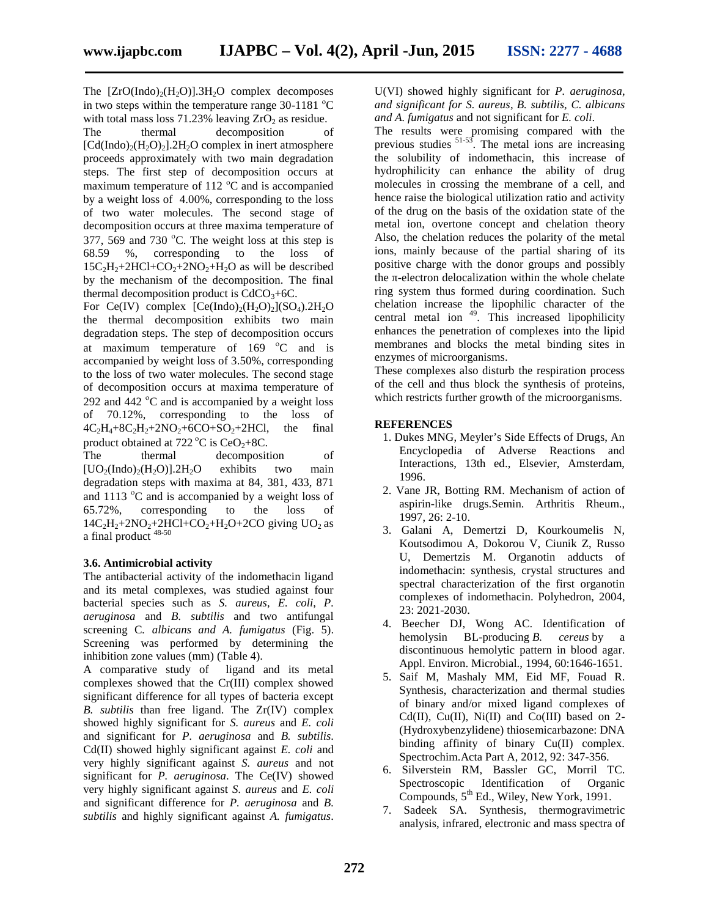The $[ZrO(Indo)_2(H_2O)].3H_2O$ complex decomposes in two steps within the temperature range 30-1181 °C with total mass loss 71.23% leaving $ZrO_2$ as residue.

The thermal decomposition of $[Cd(Indo)_2(H_2O)_2].2H_2O$ complex in inert atmosphere proceeds approximately with two main degradation steps. The first step of decomposition occurs at maximum temperature of 112 °C and is accompanied by a weight loss of 4.00%, corresponding to the loss of two water molecules. The second stage of decomposition occurs at three maxima temperature of 377, 569 and 730 °C. The weight loss at this step is 68.59 %, corresponding to the loss of $15C_2H_2$+$2HCl$+$CO_2$+$2NO_2$+$H_2O$ as will be described by the mechanism of the decomposition. The final thermal decomposition product is $CdCO_3$+6C.

For Ce(IV) complex $[Ce(Indo)_2(H_2O)_2](SO_4).2H_2O$ the thermal decomposition exhibits two main degradation steps. The step of decomposition occurs at maximum temperature of 169 °C and is accompanied by weight loss of 3.50%, corresponding to the loss of two water molecules. The second stage of decomposition occurs at maxima temperature of 292 and 442 °C and is accompanied by a weight loss of 70.12%, corresponding to the loss of $4C_2H_4$+$8C_2H_2$+$2NO_2$+6CO+$SO_2$+2HCl, the final product obtained at 722 °C is $CeO_2$+8C.

The thermal decomposition of $[UO_2(Indo)_2(H_2O)].2H_2O$ exhibits two main degradation steps with maxima at 84, 381, 433, 871 and 1113 °C and is accompanied by a weight loss of 65.72%, corresponding to the loss of $14C_2H_2$+$2NO_2$+2HCl+$CO_2$+$H_2O$+2CO giving $UO_2$ as a final product [48-50]

### 3.6. Antimicrobial activity

The antibacterial activity of the indomethacin ligand and its metal complexes, was studied against four bacterial species such as *S. aureus, E. coli, P. aeruginosa* and *B. subtilis* and two antifungal screening C*. albicans and A. fumigatus* (Fig. 5). Screening was performed by determining the inhibition zone values (mm) (Table 4).

A comparative study of ligand and its metal complexes showed that the Cr(III) complex showed significant difference for all types of bacteria except *B. subtilis* than free ligand. The Zr(IV) complex showed highly significant for *S. aureus* and *E. coli* and significant for *P. aeruginosa* and *B. subtilis*. Cd(II) showed highly significant against *E. coli* and very highly significant against *S. aureus* and not significant for *P. aeruginosa*. The Ce(IV) showed very highly significant against *S. aureus* and *E. coli* and significant difference for *P. aeruginosa* and *B. subtilis* and highly significant against *A. fumigatus*. U(VI) showed highly significant for *P. aeruginosa*, *and significant for S. aureus*, *B. subtilis, C. albicans and A. fumigatus* and not significant for *E. coli*.

The results were promising compared with the previous studies [51-53]. The metal ions are increasing the solubility of indomethacin, this increase of hydrophilicity can enhance the ability of drug molecules in crossing the membrane of a cell, and hence raise the biological utilization ratio and activity of the drug on the basis of the oxidation state of the metal ion, overtone concept and chelation theory Also, the chelation reduces the polarity of the metal ions, mainly because of the partial sharing of its positive charge with the donor groups and possibly the π-electron delocalization within the whole chelate ring system thus formed during coordination. Such chelation increase the lipophilic character of the central metal ion [49]. This increased lipophilicity enhances the penetration of complexes into the lipid membranes and blocks the metal binding sites in enzymes of microorganisms.

These complexes also disturb the respiration process of the cell and thus block the synthesis of proteins, which restricts further growth of the microorganisms.

## REFERENCES

1. Dukes MNG, Meyler's Side Effects of Drugs, An Encyclopedia of Adverse Reactions and Interactions, 13th ed., Elsevier, Amsterdam, 1996.
2. Vane JR, Botting RM. Mechanism of action of aspirin-like drugs.Semin. Arthritis Rheum., 1997, 26: 2-10.
3. Galani A, Demertzi D, Kourkoumelis N, Koutsodimou A, Dokorou V, Ciunik Z, Russo U, Demertzis M. Organotin adducts of indomethacin: synthesis, crystal structures and spectral characterization of the first organotin complexes of indomethacin. Polyhedron, 2004, 23: 2021-2030.
4. Beecher DJ, Wong AC. Identification of hemolysin BL-producing *B. cereus* by a discontinuous hemolytic pattern in blood agar. Appl. Environ. Microbial., 1994, 60:1646-1651.
5. Saif M, Mashaly MM, Eid MF, Fouad R. Synthesis, characterization and thermal studies of binary and/or mixed ligand complexes of Cd(II), Cu(II), Ni(II) and Co(III) based on 2-(Hydroxybenzylidene) thiosemicarbazone: DNA binding affinity of binary Cu(II) complex. Spectrochim.Acta Part A, 2012, 92: 347-356.
6. Silverstein RM, Bassler GC, Morril TC. Spectroscopic Identification of Organic Compounds, 5th Ed., Wiley, New York, 1991.
7. Sadeek SA. Synthesis, thermogravimetric analysis, infrared, electronic and mass spectra of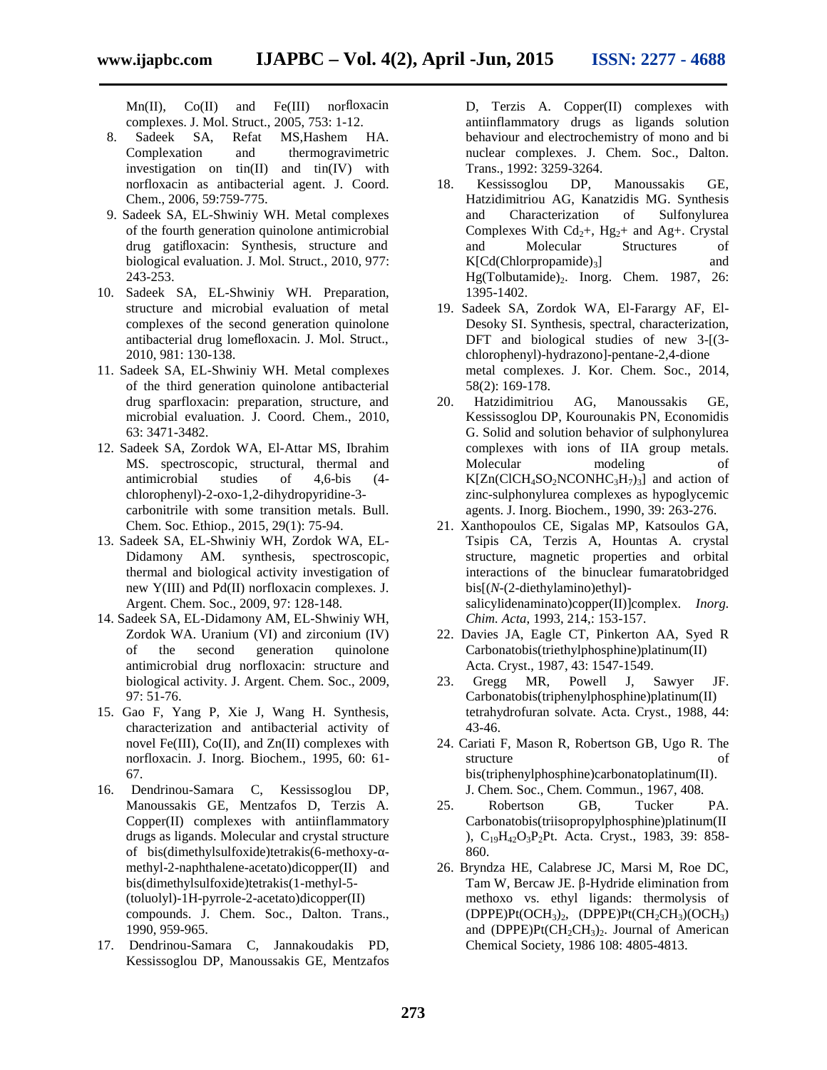Mn(II), Co(II) and Fe(III) norfloxacin complexes. J. Mol. Struct., 2005, 753: 1-12.

8. Sadeek SA, Refat MS,Hashem HA. Complexation and thermogravimetric investigation on tin(II) and tin(IV) with norfloxacin as antibacterial agent. J. Coord. Chem., 2006, 59:759-775.
9. Sadeek SA, EL-Shwiniy WH. Metal complexes of the fourth generation quinolone antimicrobial drug gatifloxacin: Synthesis, structure and biological evaluation. J. Mol. Struct., 2010, 977: 243-253.
10. Sadeek SA, EL-Shwiniy WH. Preparation, structure and microbial evaluation of metal complexes of the second generation quinolone antibacterial drug lomefloxacin. J. Mol. Struct., 2010, 981: 130-138.
11. Sadeek SA, EL-Shwiniy WH. Metal complexes of the third generation quinolone antibacterial drug sparfloxacin: preparation, structure, and microbial evaluation. J. Coord. Chem., 2010, 63: 3471-3482.
12. Sadeek SA, Zordok WA, El-Attar MS, Ibrahim MS. spectroscopic, structural, thermal and antimicrobial studies of 4,6-bis (4-chlorophenyl)-2-oxo-1,2-dihydropyridine-3-carbonitrile with some transition metals. Bull. Chem. Soc. Ethiop., 2015, 29(1): 75-94.
13. Sadeek SA, EL-Shwiniy WH, Zordok WA, EL-Didamony AM. synthesis, spectroscopic, thermal and biological activity investigation of new Y(III) and Pd(II) norfloxacin complexes. J. Argent. Chem. Soc., 2009, 97: 128-148.
14. Sadeek SA, EL-Didamony AM, EL-Shwiniy WH, Zordok WA. Uranium (VI) and zirconium (IV) of the second generation quinolone antimicrobial drug norfloxacin: structure and biological activity. J. Argent. Chem. Soc., 2009, 97: 51-76.
15. Gao F, Yang P, Xie J, Wang H. Synthesis, characterization and antibacterial activity of novel Fe(III), Co(II), and Zn(II) complexes with norfloxacin. J. Inorg. Biochem., 1995, 60: 61-67.
16. Dendrinou-Samara C, Kessissoglou DP, Manoussakis GE, Mentzafos D, Terzis A. Copper(II) complexes with antiinflammatory drugs as ligands. Molecular and crystal structure of bis(dimethylsulfoxide)tetrakis(6-methoxy-α-methyl-2-naphthalene-acetato)dicopper(II) and bis(dimethylsulfoxide)tetrakis(1-methyl-5-(toluolyl)-1H-pyrrole-2-acetato)dicopper(II) compounds. J. Chem. Soc., Dalton. Trans., 1990, 959-965.
17. Dendrinou-Samara C, Jannakoudakis PD, Kessissoglou DP, Manoussakis GE, Mentzafos D, Terzis A. Copper(II) complexes with antiinflammatory drugs as ligands solution behaviour and electrochemistry of mono and bi nuclear complexes. J. Chem. Soc., Dalton. Trans., 1992: 3259-3264.
18. Kessissoglou DP, Manoussakis GE, Hatzidimitriou AG, Kanatzidis MG. Synthesis and Characterization of Sulfonylurea Complexes With $Cd_2$+, $Hg_2$+ and Ag+. Crystal and Molecular Structures of K[Cd(Chlorpropamide)$_3$] and Hg(Tolbutamide)$_2$. Inorg. Chem. 1987, 26: 1395-1402.
19. Sadeek SA, Zordok WA, El-Farargy AF, El-Desoky SI. Synthesis, spectral, characterization, DFT and biological studies of new 3-[(3-chlorophenyl)-hydrazono]-pentane-2,4-dione metal complexes. J. Kor. Chem. Soc., 2014, 58(2): 169-178.
20. Hatzidimitriou AG, Manoussakis GE, Kessissoglou DP, Kourounakis PN, Economidis G. Solid and solution behavior of sulphonylurea complexes with ions of IIA group metals. Molecular modeling of $K[Zn(ClCH_4SO_2NCONHC_3H_7)_3]$ and action of zinc-sulphonylurea complexes as hypoglycemic agents. J. Inorg. Biochem., 1990, 39: 263-276.
21. Xanthopoulos CE, Sigalas MP, Katsoulos GA, Tsipis CA, Terzis A, Hountas A. crystal structure, magnetic properties and orbital interactions of the binuclear fumaratobridged bis[(*N*-(2-diethylamino)ethyl)-salicylidenaminato)copper(II)]complex. *Inorg. Chim. Acta*, 1993, 214,: 153-157.
22. Davies JA, Eagle CT, Pinkerton AA, Syed R Carbonatobis(triethylphosphine)platinum(II) Acta. Cryst., 1987, 43: 1547-1549.
23. Gregg MR, Powell J, Sawyer JF. Carbonatobis(triphenylphosphine)platinum(II) tetrahydrofuran solvate. Acta. Cryst., 1988, 44: 43-46.
24. Cariati F, Mason R, Robertson GB, Ugo R. The structure of bis(triphenylphosphine)carbonatoplatinum(II). J. Chem. Soc., Chem. Commun., 1967, 408.
25. Robertson GB, Tucker PA. Carbonatobis(triisopropylphosphine)platinum(II), $C_{19}H_{42}O_3P_2Pt$. Acta. Cryst., 1983, 39: 858-860.
26. Bryndza HE, Calabrese JC, Marsi M, Roe DC, Tam W, Bercaw JE. β-Hydride elimination from methoxo vs. ethyl ligands: thermolysis of $(DPPE)Pt(OCH_3)_2$, $(DPPE)Pt(CH_2CH_3)(OCH_3)$ and $(DPPE)Pt(CH_2CH_3)_2$. Journal of American Chemical Society, 1986 108: 4805-4813.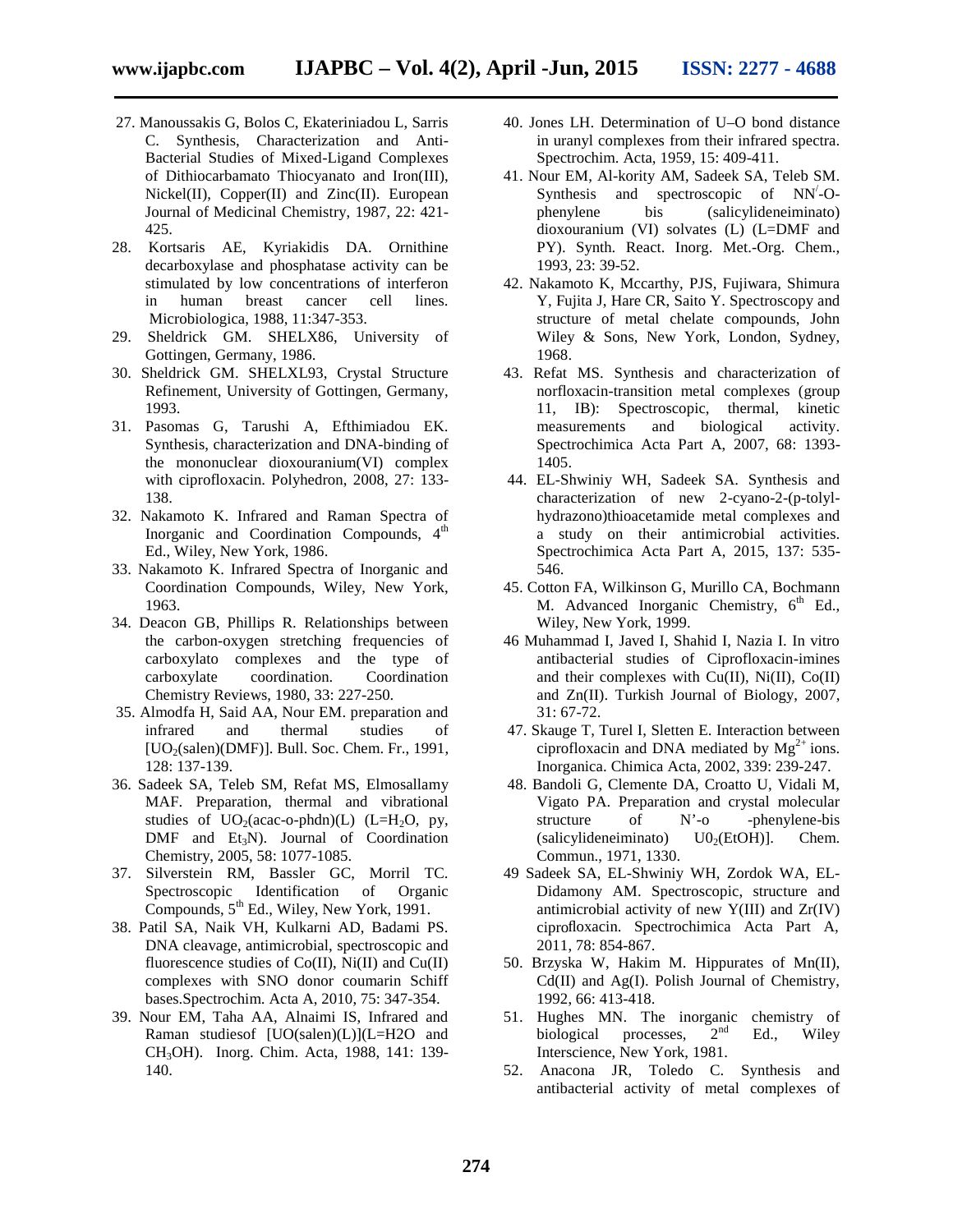27. Manoussakis G, Bolos C, Ekateriniadou L, Sarris C. Synthesis, Characterization and Anti-Bacterial Studies of Mixed-Ligand Complexes of Dithiocarbamato Thiocyanato and Iron(III), Nickel(II), Copper(II) and Zinc(II). European Journal of Medicinal Chemistry, 1987, 22: 421-425.
28. Kortsaris AE, Kyriakidis DA. Ornithine decarboxylase and phosphatase activity can be stimulated by low concentrations of interferon in human breast cancer cell lines. Microbiologica, 1988, 11:347-353.
29. Sheldrick GM. SHELX86, University of Gottingen, Germany, 1986.
30. Sheldrick GM. SHELXL93, Crystal Structure Refinement, University of Gottingen, Germany, 1993.
31. Pasomas G, Tarushi A, Efthimiadou EK. Synthesis, characterization and DNA-binding of the mononuclear dioxouranium(VI) complex with ciprofloxacin. Polyhedron, 2008, 27: 133-138.
32. Nakamoto K. Infrared and Raman Spectra of Inorganic and Coordination Compounds, 4th Ed., Wiley, New York, 1986.
33. Nakamoto K. Infrared Spectra of Inorganic and Coordination Compounds, Wiley, New York, 1963.
34. Deacon GB, Phillips R. Relationships between the carbon-oxygen stretching frequencies of carboxylato complexes and the type of carboxylate coordination. Coordination Chemistry Reviews, 1980, 33: 227-250.
35. Almodfa H, Said AA, Nour EM. preparation and infrared and thermal studies of $[UO_2(salen)(DMF)]$. Bull. Soc. Chem. Fr., 1991, 128: 137-139.
36. Sadeek SA, Teleb SM, Refat MS, Elmosallamy MAF. Preparation, thermal and vibrational studies of $UO_2$(acac-o-phdn)(L) (L=$H_2O$, py, DMF and $Et_3N$). Journal of Coordination Chemistry, 2005, 58: 1077-1085.
37. Silverstein RM, Bassler GC, Morril TC. Spectroscopic Identification of Organic Compounds, 5th Ed., Wiley, New York, 1991.
38. Patil SA, Naik VH, Kulkarni AD, Badami PS. DNA cleavage, antimicrobial, spectroscopic and fluorescence studies of Co(II), Ni(II) and Cu(II) complexes with SNO donor coumarin Schiff bases.Spectrochim. Acta A, 2010, 75: 347-354.
39. Nour EM, Taha AA, Alnaimi IS, Infrared and Raman studiesof [UO(salen)(L)](L=H2O and $CH_3OH$). Inorg. Chim. Acta, 1988, 141: 139-140.
40. Jones LH. Determination of U–O bond distance in uranyl complexes from their infrared spectra. Spectrochim. Acta, 1959, 15: 409-411.
41. Nour EM, Al-kority AM, Sadeek SA, Teleb SM. Synthesis and spectroscopic of NN/-O-phenylene bis (salicylideneiminato) dioxouranium (VI) solvates (L) (L=DMF and PY). Synth. React. Inorg. Met.-Org. Chem., 1993, 23: 39-52.
42. Nakamoto K, Mccarthy, PJS, Fujiwara, Shimura Y, Fujita J, Hare CR, Saito Y. Spectroscopy and structure of metal chelate compounds, John Wiley & Sons, New York, London, Sydney, 1968.
43. Refat MS. Synthesis and characterization of norfloxacin-transition metal complexes (group 11, IB): Spectroscopic, thermal, kinetic measurements and biological activity. Spectrochimica Acta Part A, 2007, 68: 1393-1405.
44. EL-Shwiniy WH, Sadeek SA. Synthesis and characterization of new 2-cyano-2-(p-tolyl-hydrazono)thioacetamide metal complexes and a study on their antimicrobial activities. Spectrochimica Acta Part A, 2015, 137: 535-546.
45. Cotton FA, Wilkinson G, Murillo CA, Bochmann M. Advanced Inorganic Chemistry, 6th Ed., Wiley, New York, 1999.
46 Muhammad I, Javed I, Shahid I, Nazia I. In vitro antibacterial studies of Ciprofloxacin-imines and their complexes with Cu(II), Ni(II), Co(II) and Zn(II). Turkish Journal of Biology, 2007, 31: 67-72.
47. Skauge T, Turel I, Sletten E. Interaction between ciprofloxacin and DNA mediated by $Mg^{2+}$ ions. Inorganica. Chimica Acta, 2002, 339: 239-247.
48. Bandoli G, Clemente DA, Croatto U, Vidali M, Vigato PA. Preparation and crystal molecular structure of N'-o -phenylene-bis (salicylideneiminato) $U0_2$(EtOH)]. Chem. Commun., 1971, 1330.
49 Sadeek SA, EL-Shwiniy WH, Zordok WA, EL-Didamony AM. Spectroscopic, structure and antimicrobial activity of new Y(III) and Zr(IV) ciprofloxacin. Spectrochimica Acta Part A, 2011, 78: 854-867.
50. Brzyska W, Hakim M. Hippurates of Mn(II), Cd(II) and Ag(I). Polish Journal of Chemistry, 1992, 66: 413-418.
51. Hughes MN. The inorganic chemistry of biological processes, 2nd Ed., Wiley Interscience, New York, 1981.
52. Anacona JR, Toledo C. Synthesis and antibacterial activity of metal complexes of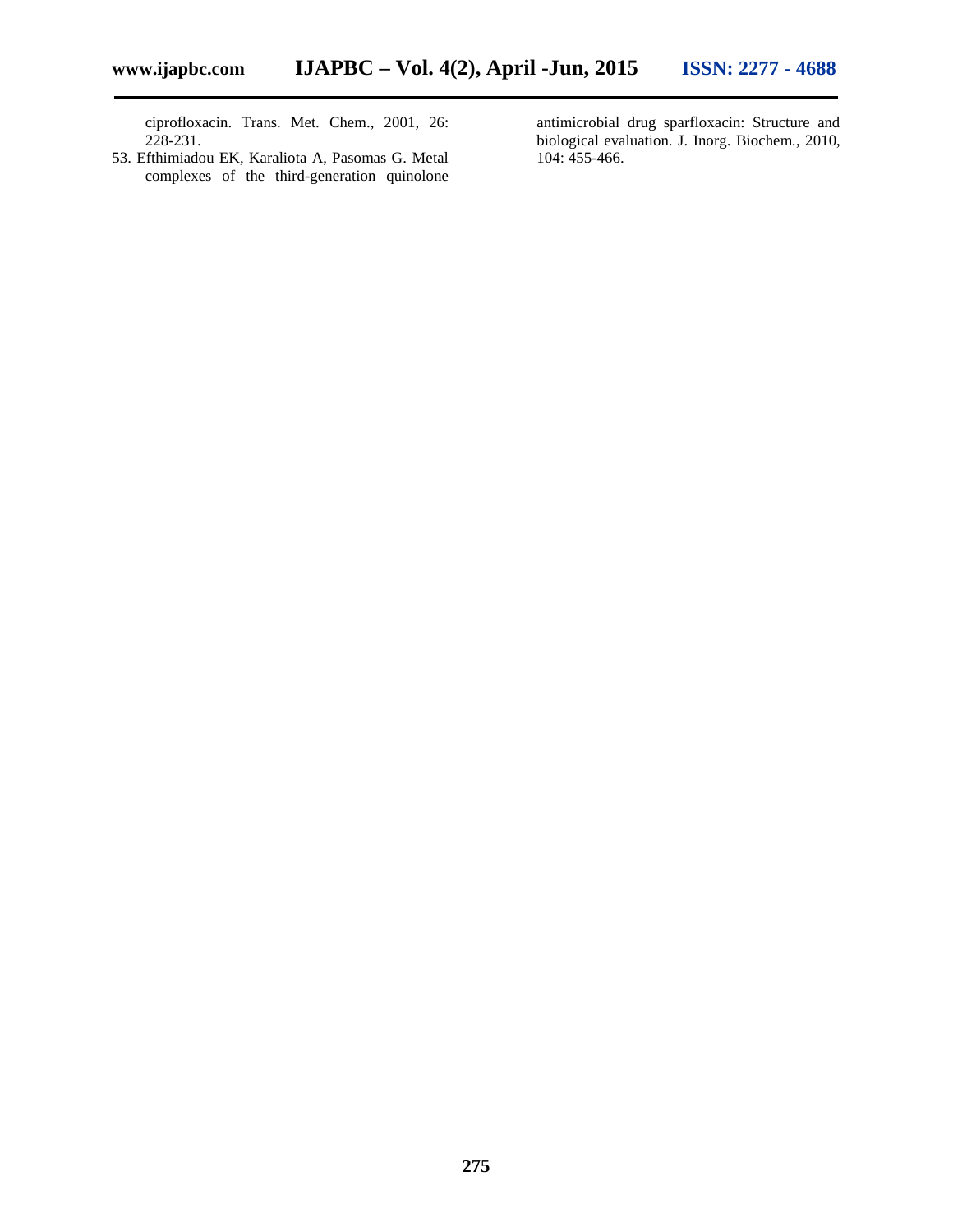ciprofloxacin. Trans. Met. Chem., 2001, 26: 228-231.

53. Efthimiadou EK, Karaliota A, Pasomas G. Metal complexes of the third-generation quinolone antimicrobial drug sparfloxacin: Structure and biological evaluation. J. Inorg. Biochem., 2010, 104: 455-466.